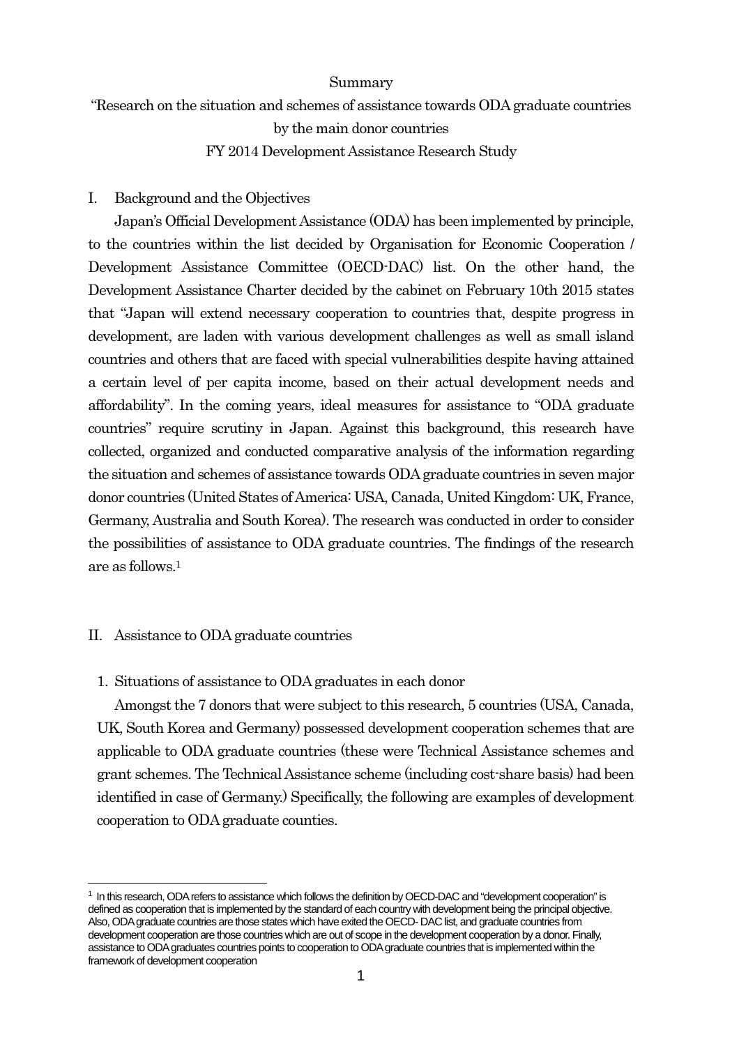Summary

"Research on the situation and schemes of assistance towards ODA graduate countries by the main donor countries

FY 2014 Development Assistance Research Study

## I. Background and the Objectives

Japan's Official Development Assistance (ODA) has been implemented by principle, to the countries within the list decided by Organisation for Economic Cooperation / Development Assistance Committee (OECD-DAC) list. On the other hand, the Development Assistance Charter decided by the cabinet on February 10th 2015 states that "Japan will extend necessary cooperation to countries that, despite progress in development, are laden with various development challenges as well as small island countries and others that are faced with special vulnerabilities despite having attained a certain level of per capita income, based on their actual development needs and affordability". In the coming years, ideal measures for assistance to "ODA graduate countries" require scrutiny in Japan. Against this background, this research have collected, organized and conducted comparative analysis of the information regarding the situation and schemes of assistance towards ODA graduate countries in seven major donor countries (United States of America: USA, Canada, United Kingdom: UK, France, Germany, Australia and South Korea). The research was conducted in order to consider the possibilities of assistance to ODA graduate countries. The findings of the research are as follows.[1]

## II. Assistance to ODA graduate countries

### 1. Situations of assistance to ODA graduates in each donor

Amongst the 7 donors that were subject to this research, 5 countries (USA, Canada, UK, South Korea and Germany) possessed development cooperation schemes that are applicable to ODA graduate countries (these were Technical Assistance schemes and grant schemes. The Technical Assistance scheme (including cost-share basis) had been identified in case of Germany.) Specifically, the following are examples of development cooperation to ODA graduate counties.

---

[1] In this research, ODA refers to assistance which follows the definition by OECD-DAC and "development cooperation" is defined as cooperation that is implemented by the standard of each country with development being the principal objective. Also, ODA graduate countries are those states which have exited the OECD- DAC list, and graduate countries from development cooperation are those countries which are out of scope in the development cooperation by a donor. Finally, assistance to ODA graduates countries points to cooperation to ODA graduate countries that is implemented within the framework of development cooperation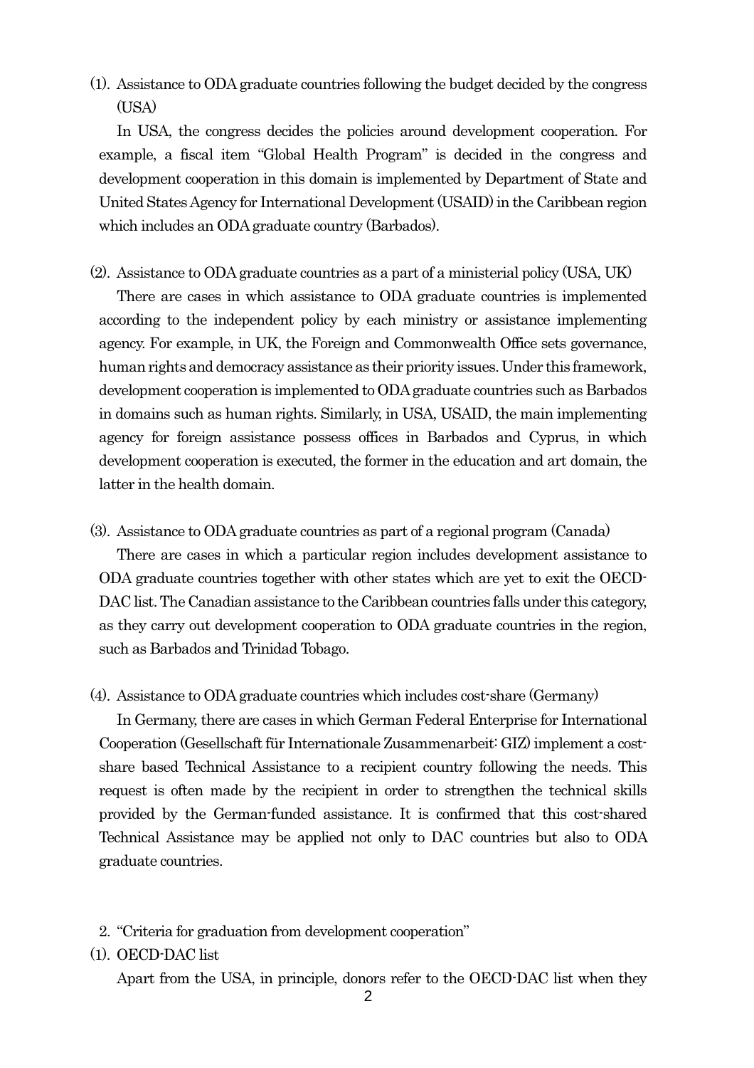(1). Assistance to ODA graduate countries following the budget decided by the congress (USA)

In USA, the congress decides the policies around development cooperation. For example, a fiscal item "Global Health Program" is decided in the congress and development cooperation in this domain is implemented by Department of State and United States Agency for International Development (USAID) in the Caribbean region which includes an ODA graduate country (Barbados).

(2). Assistance to ODA graduate countries as a part of a ministerial policy (USA, UK)

There are cases in which assistance to ODA graduate countries is implemented according to the independent policy by each ministry or assistance implementing agency. For example, in UK, the Foreign and Commonwealth Office sets governance, human rights and democracy assistance as their priority issues. Under this framework, development cooperation is implemented to ODA graduate countries such as Barbados in domains such as human rights. Similarly, in USA, USAID, the main implementing agency for foreign assistance possess offices in Barbados and Cyprus, in which development cooperation is executed, the former in the education and art domain, the latter in the health domain.

(3). Assistance to ODA graduate countries as part of a regional program (Canada)

There are cases in which a particular region includes development assistance to ODA graduate countries together with other states which are yet to exit the OECD-DAC list. The Canadian assistance to the Caribbean countries falls under this category, as they carry out development cooperation to ODA graduate countries in the region, such as Barbados and Trinidad Tobago.

(4). Assistance to ODA graduate countries which includes cost-share (Germany)

In Germany, there are cases in which German Federal Enterprise for International Cooperation (Gesellschaft für Internationale Zusammenarbeit: GIZ) implement a cost-share based Technical Assistance to a recipient country following the needs. This request is often made by the recipient in order to strengthen the technical skills provided by the German-funded assistance. It is confirmed that this cost-shared Technical Assistance may be applied not only to DAC countries but also to ODA graduate countries.

2. "Criteria for graduation from development cooperation"

(1). OECD-DAC list

Apart from the USA, in principle, donors refer to the OECD-DAC list when they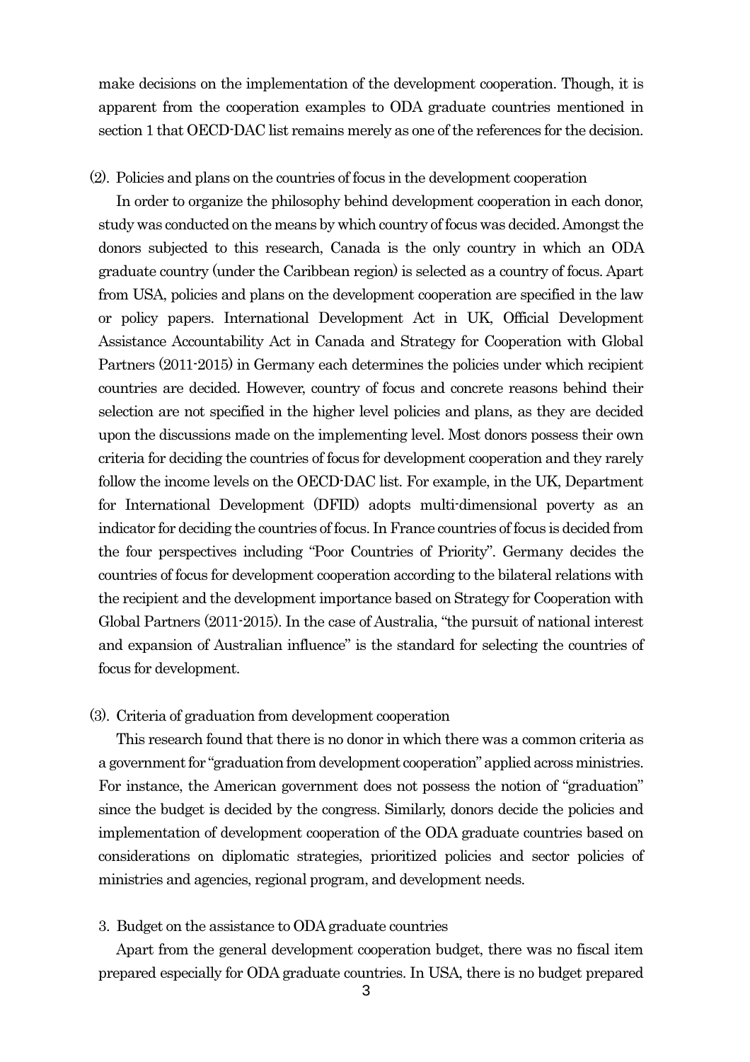make decisions on the implementation of the development cooperation. Though, it is apparent from the cooperation examples to ODA graduate countries mentioned in section 1 that OECD-DAC list remains merely as one of the references for the decision.

(2). Policies and plans on the countries of focus in the development cooperation

In order to organize the philosophy behind development cooperation in each donor, study was conducted on the means by which country of focus was decided. Amongst the donors subjected to this research, Canada is the only country in which an ODA graduate country (under the Caribbean region) is selected as a country of focus. Apart from USA, policies and plans on the development cooperation are specified in the law or policy papers. International Development Act in UK, Official Development Assistance Accountability Act in Canada and Strategy for Cooperation with Global Partners (2011-2015) in Germany each determines the policies under which recipient countries are decided. However, country of focus and concrete reasons behind their selection are not specified in the higher level policies and plans, as they are decided upon the discussions made on the implementing level. Most donors possess their own criteria for deciding the countries of focus for development cooperation and they rarely follow the income levels on the OECD-DAC list. For example, in the UK, Department for International Development (DFID) adopts multi-dimensional poverty as an indicator for deciding the countries of focus. In France countries of focus is decided from the four perspectives including "Poor Countries of Priority". Germany decides the countries of focus for development cooperation according to the bilateral relations with the recipient and the development importance based on Strategy for Cooperation with Global Partners (2011-2015). In the case of Australia, "the pursuit of national interest and expansion of Australian influence" is the standard for selecting the countries of focus for development.

(3). Criteria of graduation from development cooperation

This research found that there is no donor in which there was a common criteria as a government for "graduation from development cooperation" applied across ministries. For instance, the American government does not possess the notion of "graduation" since the budget is decided by the congress. Similarly, donors decide the policies and implementation of development cooperation of the ODA graduate countries based on considerations on diplomatic strategies, prioritized policies and sector policies of ministries and agencies, regional program, and development needs.

3. Budget on the assistance to ODA graduate countries

Apart from the general development cooperation budget, there was no fiscal item prepared especially for ODA graduate countries. In USA, there is no budget prepared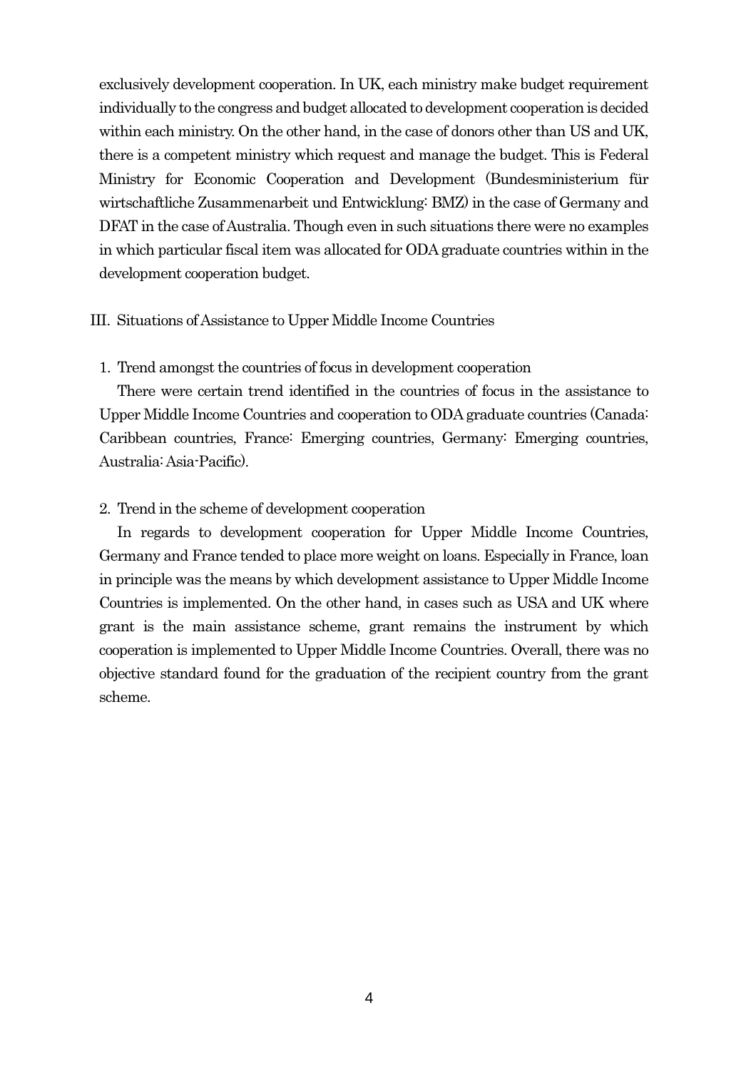exclusively development cooperation. In UK, each ministry make budget requirement individually to the congress and budget allocated to development cooperation is decided within each ministry. On the other hand, in the case of donors other than US and UK, there is a competent ministry which request and manage the budget. This is Federal Ministry for Economic Cooperation and Development (Bundesministerium für wirtschaftliche Zusammenarbeit und Entwicklung: BMZ) in the case of Germany and DFAT in the case of Australia. Though even in such situations there were no examples in which particular fiscal item was allocated for ODA graduate countries within in the development cooperation budget.

## III. Situations of Assistance to Upper Middle Income Countries

### 1. Trend amongst the countries of focus in development cooperation

There were certain trend identified in the countries of focus in the assistance to Upper Middle Income Countries and cooperation to ODA graduate countries (Canada: Caribbean countries, France: Emerging countries, Germany: Emerging countries, Australia: Asia-Pacific).

### 2. Trend in the scheme of development cooperation

In regards to development cooperation for Upper Middle Income Countries, Germany and France tended to place more weight on loans. Especially in France, loan in principle was the means by which development assistance to Upper Middle Income Countries is implemented. On the other hand, in cases such as USA and UK where grant is the main assistance scheme, grant remains the instrument by which cooperation is implemented to Upper Middle Income Countries. Overall, there was no objective standard found for the graduation of the recipient country from the grant scheme.